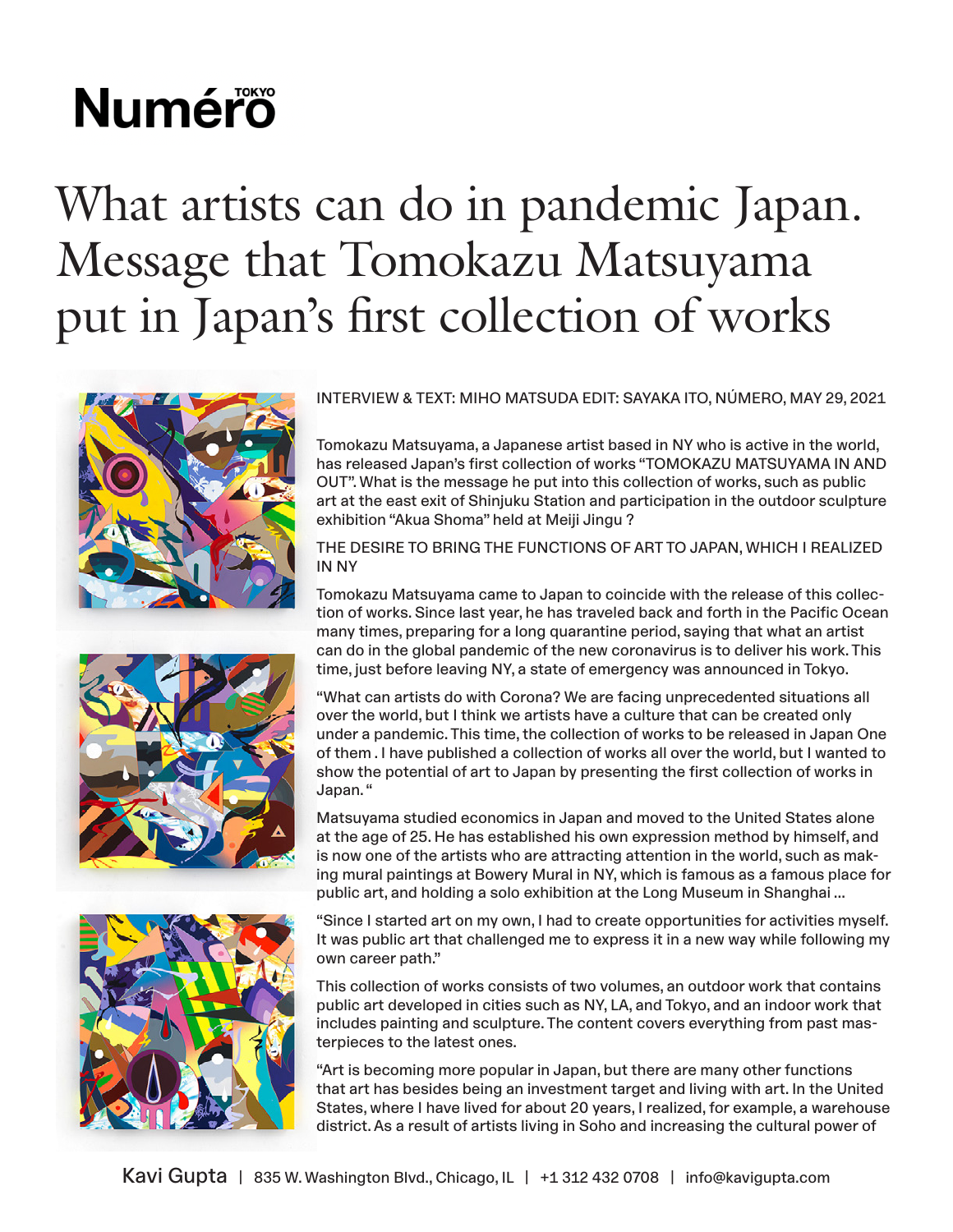Numéro TOKYO

# What artists can do in pandemic Japan. Message that Tomokazu Matsuyama put in Japan's first collection of works

INTERVIEW & TEXT: MIHO MATSUDA EDIT: SAYAKA ITO, NÚMERO, MAY 29, 2021

Tomokazu Matsuyama, a Japanese artist based in NY who is active in the world, has released Japan's first collection of works "TOMOKAZU MATSUYAMA IN AND OUT". What is the message he put into this collection of works, such as public art at the east exit of Shinjuku Station and participation in the outdoor sculpture exhibition "Akua Shoma" held at Meiji Jingu ?

## THE DESIRE TO BRING THE FUNCTIONS OF ART TO JAPAN, WHICH I REALIZED IN NY

Tomokazu Matsuyama came to Japan to coincide with the release of this collection of works. Since last year, he has traveled back and forth in the Pacific Ocean many times, preparing for a long quarantine period, saying that what an artist can do in the global pandemic of the new coronavirus is to deliver his work. This time, just before leaving NY, a state of emergency was announced in Tokyo.

"What can artists do with Corona? We are facing unprecedented situations all over the world, but I think we artists have a culture that can be created only under a pandemic. This time, the collection of works to be released in Japan One of them . I have published a collection of works all over the world, but I wanted to show the potential of art to Japan by presenting the first collection of works in Japan. "

Matsuyama studied economics in Japan and moved to the United States alone at the age of 25. He has established his own expression method by himself, and is now one of the artists who are attracting attention in the world, such as making mural paintings at Bowery Mural in NY, which is famous as a famous place for public art, and holding a solo exhibition at the Long Museum in Shanghai ...

"Since I started art on my own, I had to create opportunities for activities myself. It was public art that challenged me to express it in a new way while following my own career path."

This collection of works consists of two volumes, an outdoor work that contains public art developed in cities such as NY, LA, and Tokyo, and an indoor work that includes painting and sculpture. The content covers everything from past masterpieces to the latest ones.

"Art is becoming more popular in Japan, but there are many other functions that art has besides being an investment target and living with art. In the United States, where I have lived for about 20 years, I realized, for example, a warehouse district. As a result of artists living in Soho and increasing the cultural power of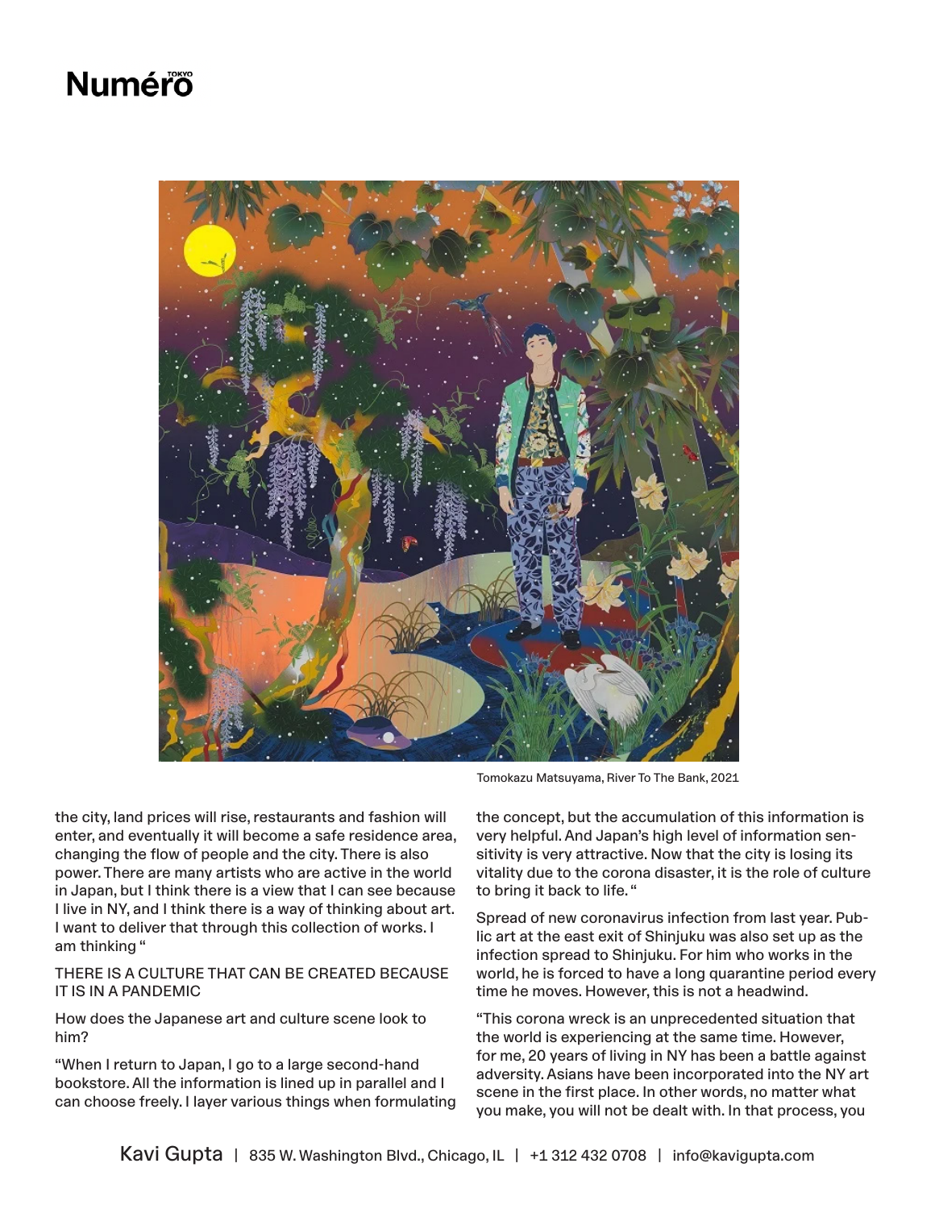Tomokazu Matsuyama, River To The Bank, 2021

the city, land prices will rise, restaurants and fashion will enter, and eventually it will become a safe residence area, changing the flow of people and the city. There is also power. There are many artists who are active in the world in Japan, but I think there is a view that I can see because I live in NY, and I think there is a way of thinking about art. I want to deliver that through this collection of works. I am thinking "

THERE IS A CULTURE THAT CAN BE CREATED BECAUSE IT IS IN A PANDEMIC

How does the Japanese art and culture scene look to him?

"When I return to Japan, I go to a large second-hand bookstore. All the information is lined up in parallel and I can choose freely. I layer various things when formulating the concept, but the accumulation of this information is very helpful. And Japan's high level of information sensitivity is very attractive. Now that the city is losing its vitality due to the corona disaster, it is the role of culture to bring it back to life. "

Spread of new coronavirus infection from last year. Public art at the east exit of Shinjuku was also set up as the infection spread to Shinjuku. For him who works in the world, he is forced to have a long quarantine period every time he moves. However, this is not a headwind.

"This corona wreck is an unprecedented situation that the world is experiencing at the same time. However, for me, 20 years of living in NY has been a battle against adversity. Asians have been incorporated into the NY art scene in the first place. In other words, no matter what you make, you will not be dealt with. In that process, you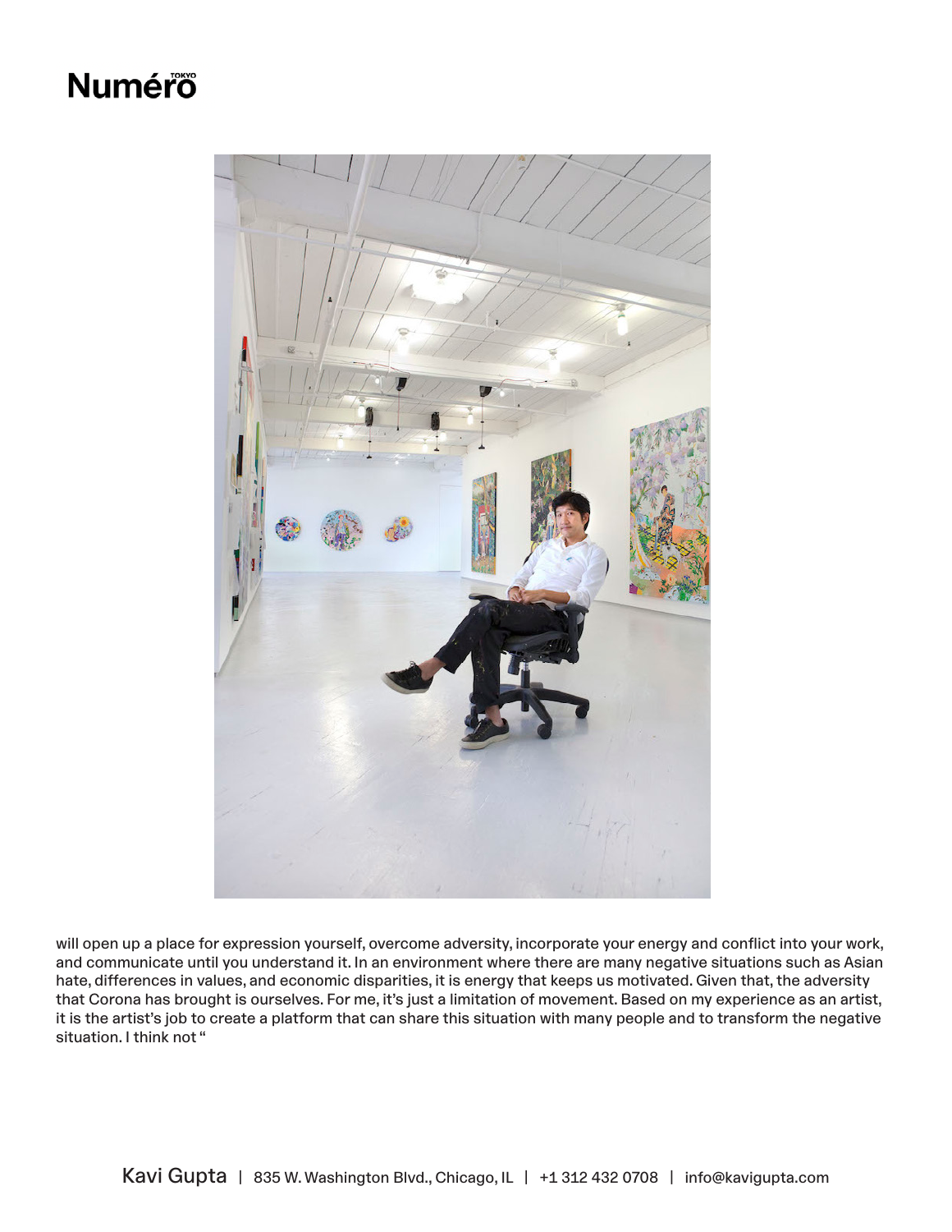will open up a place for expression yourself, overcome adversity, incorporate your energy and conflict into your work, and communicate until you understand it. In an environment where there are many negative situations such as Asian hate, differences in values, and economic disparities, it is energy that keeps us motivated. Given that, the adversity that Corona has brought is ourselves. For me, it's just a limitation of movement. Based on my experience as an artist, it is the artist's job to create a platform that can share this situation with many people and to transform the negative situation. I think not "